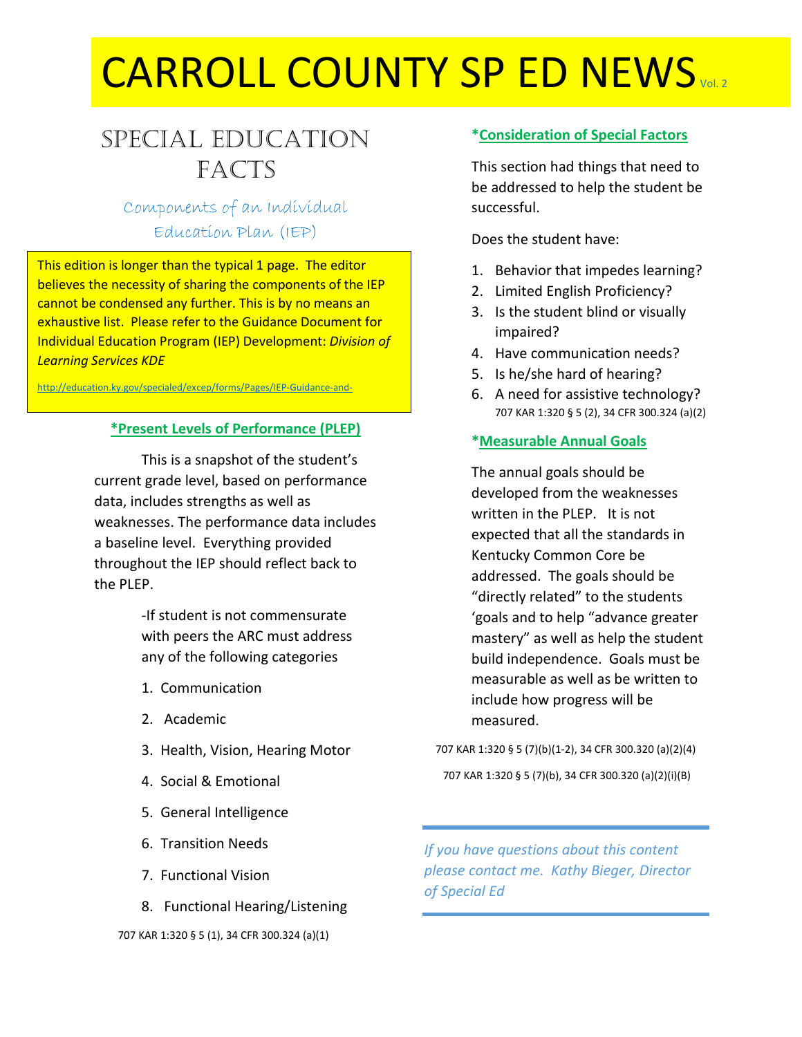# CARROLL COUNTY SP ED NEWS Vol. 2

## Special Education Facts

### Components of an Individual Education Plan (IEP)

This edition is longer than the typical 1 page. The editor believes the necessity of sharing the components of the IEP cannot be condensed any further. This is by no means an exhaustive list. Please refer to the Guidance Document for Individual Education Program (IEP) Development: *Division of Learning Services KDE*

http://education.ky.gov/specialed/excep/forms/Pages/IEP-Guidance-and-

### *Present Levels of Performance (PLEP)

This is a snapshot of the student's current grade level, based on performance data, includes strengths as well as weaknesses. The performance data includes a baseline level. Everything provided throughout the IEP should reflect back to the PLEP.

-If student is not commensurate with peers the ARC must address any of the following categories

1. Communication
2. Academic
3. Health, Vision, Hearing Motor
4. Social & Emotional
5. General Intelligence
6. Transition Needs
7. Functional Vision
8. Functional Hearing/Listening

707 KAR 1:320 § 5 (1), 34 CFR 300.324 (a)(1)

### *Consideration of Special Factors

This section had things that need to be addressed to help the student be successful.

Does the student have:

1. Behavior that impedes learning?
2. Limited English Proficiency?
3. Is the student blind or visually impaired?
4. Have communication needs?
5. Is he/she hard of hearing?
6. A need for assistive technology?

707 KAR 1:320 § 5 (2), 34 CFR 300.324 (a)(2)

### *Measurable Annual Goals

The annual goals should be developed from the weaknesses written in the PLEP. It is not expected that all the standards in Kentucky Common Core be addressed. The goals should be "directly related" to the students 'goals and to help "advance greater mastery" as well as help the student build independence. Goals must be measurable as well as be written to include how progress will be measured.

707 KAR 1:320 § 5 (7)(b)(1-2), 34 CFR 300.320 (a)(2)(4)

707 KAR 1:320 § 5 (7)(b), 34 CFR 300.320 (a)(2)(i)(B)

---

*If you have questions about this content please contact me. Kathy Bieger, Director of Special Ed*

---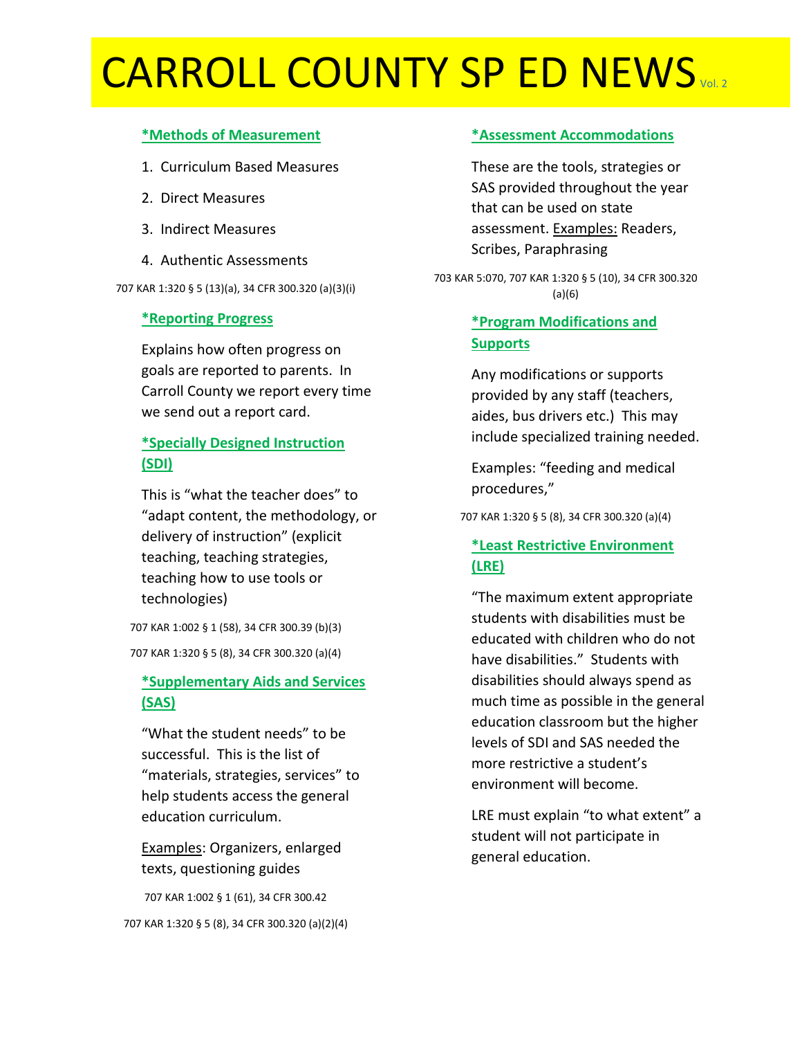# CARROLL COUNTY SP ED NEWS Vol. 2

## *Methods of Measurement

1. Curriculum Based Measures
2. Direct Measures
3. Indirect Measures
4. Authentic Assessments

707 KAR 1:320 § 5 (13)(a), 34 CFR 300.320 (a)(3)(i)

## *Reporting Progress

Explains how often progress on goals are reported to parents. In Carroll County we report every time we send out a report card.

## *Specially Designed Instruction (SDI)

This is "what the teacher does" to "adapt content, the methodology, or delivery of instruction" (explicit teaching, teaching strategies, teaching how to use tools or technologies)

707 KAR 1:002 § 1 (58), 34 CFR 300.39 (b)(3)

707 KAR 1:320 § 5 (8), 34 CFR 300.320 (a)(4)

## *Supplementary Aids and Services (SAS)

"What the student needs" to be successful. This is the list of "materials, strategies, services" to help students access the general education curriculum.

Examples: Organizers, enlarged texts, questioning guides

707 KAR 1:002 § 1 (61), 34 CFR 300.42

707 KAR 1:320 § 5 (8), 34 CFR 300.320 (a)(2)(4)

## *Assessment Accommodations

These are the tools, strategies or SAS provided throughout the year that can be used on state assessment. Examples: Readers, Scribes, Paraphrasing

703 KAR 5:070, 707 KAR 1:320 § 5 (10), 34 CFR 300.320 (a)(6)

## *Program Modifications and Supports

Any modifications or supports provided by any staff (teachers, aides, bus drivers etc.) This may include specialized training needed.

Examples: "feeding and medical procedures,"

707 KAR 1:320 § 5 (8), 34 CFR 300.320 (a)(4)

## *Least Restrictive Environment (LRE)

"The maximum extent appropriate students with disabilities must be educated with children who do not have disabilities." Students with disabilities should always spend as much time as possible in the general education classroom but the higher levels of SDI and SAS needed the more restrictive a student's environment will become.

LRE must explain "to what extent" a student will not participate in general education.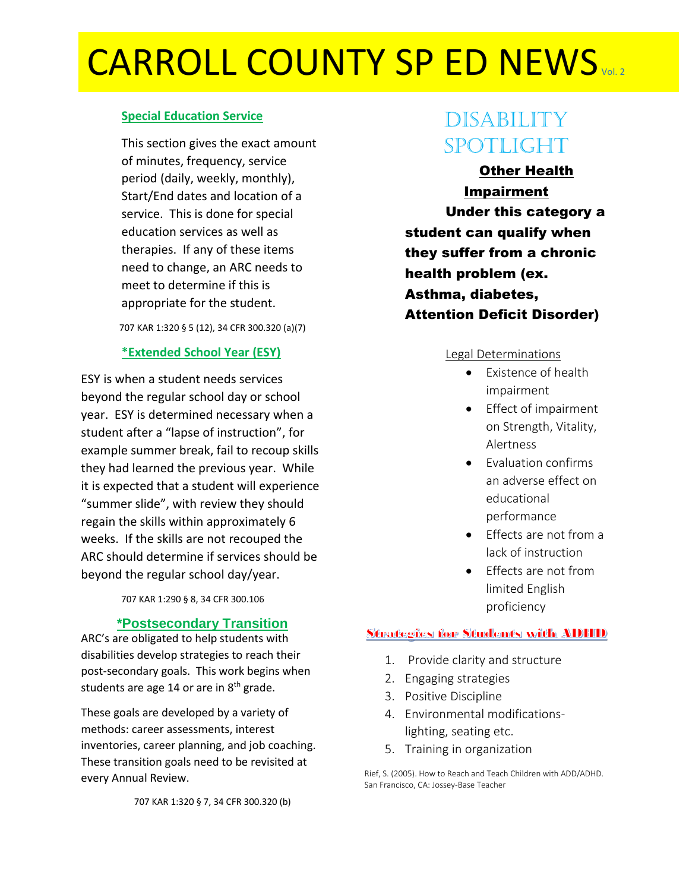# CARROLL COUNTY SP ED NEWS Vol. 2

### Special Education Service

This section gives the exact amount of minutes, frequency, service period (daily, weekly, monthly), Start/End dates and location of a service. This is done for special education services as well as therapies. If any of these items need to change, an ARC needs to meet to determine if this is appropriate for the student.

707 KAR 1:320 § 5 (12), 34 CFR 300.320 (a)(7)

### *Extended School Year (ESY)

ESY is when a student needs services beyond the regular school day or school year. ESY is determined necessary when a student after a "lapse of instruction", for example summer break, fail to recoup skills they had learned the previous year. While it is expected that a student will experience "summer slide", with review they should regain the skills within approximately 6 weeks. If the skills are not recouped the ARC should determine if services should be beyond the regular school day/year.

707 KAR 1:290 § 8, 34 CFR 300.106

### *Postsecondary Transition

ARC's are obligated to help students with disabilities develop strategies to reach their post-secondary goals. This work begins when students are age 14 or are in 8th grade.

These goals are developed by a variety of methods: career assessments, interest inventories, career planning, and job coaching. These transition goals need to be revisited at every Annual Review.

707 KAR 1:320 § 7, 34 CFR 300.320 (b)

## DISABILITY SPOTLIGHT

### Other Health Impairment

**Under this category a student can qualify when they suffer from a chronic health problem (ex. Asthma, diabetes, Attention Deficit Disorder)**

Legal Determinations

- Existence of health impairment
- Effect of impairment on Strength, Vitality, Alertness
- Evaluation confirms an adverse effect on educational performance
- Effects are not from a lack of instruction
- Effects are not from limited English proficiency

### Strategies for Students with ADHD

1. Provide clarity and structure
2. Engaging strategies
3. Positive Discipline
4. Environmental modifications- lighting, seating etc.
5. Training in organization

Rief, S. (2005). How to Reach and Teach Children with ADD/ADHD. San Francisco, CA: Jossey-Base Teacher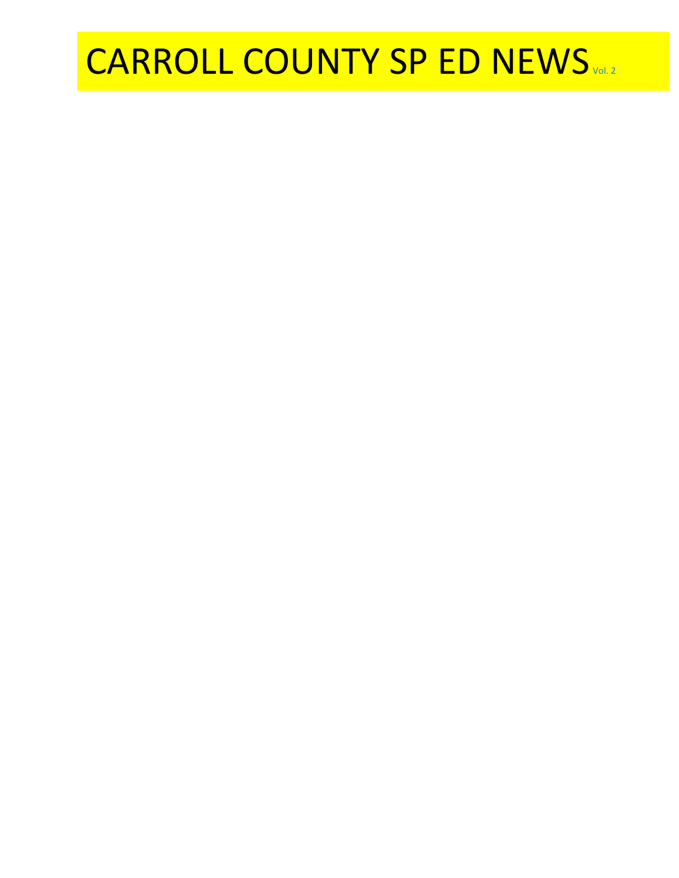# CARROLL COUNTY SP ED NEWS Vol. 2